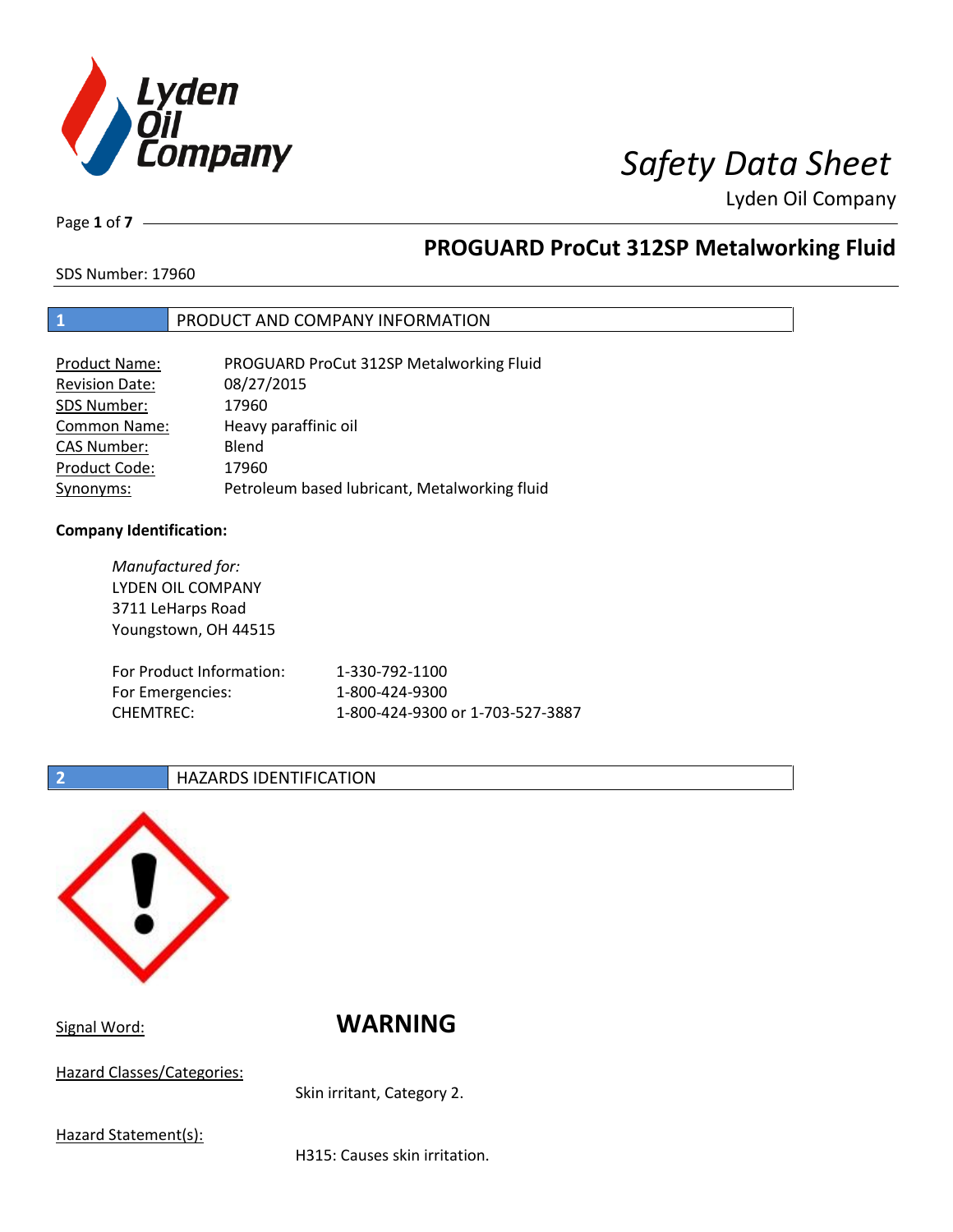# Safety Data Sheet

Lyden Oil Company

## PROGUARD ProCut 312SP Metalworking Fluid

SDS Number: 17960

## 1 PRODUCT AND COMPANY INFORMATION

| | |
|---|---|
| Product Name: | PROGUARD ProCut 312SP Metalworking Fluid |
| Revision Date: | 08/27/2015 |
| SDS Number: | 17960 |
| Common Name: | Heavy paraffinic oil |
| CAS Number: | Blend |
| Product Code: | 17960 |
| Synonyms: | Petroleum based lubricant, Metalworking fluid |

**Company Identification:**

*Manufactured for:*
LYDEN OIL COMPANY
3711 LeHarps Road
Youngstown, OH 44515

| | |
|---|---|
| For Product Information: | 1-330-792-1100 |
| For Emergencies: | 1-800-424-9300 |
| CHEMTREC: | 1-800-424-9300 or 1-703-527-3887 |

## 2 HAZARDS IDENTIFICATION

Signal Word: **WARNING**

Hazard Classes/Categories:

Skin irritant, Category 2.

Hazard Statement(s):

H315: Causes skin irritation.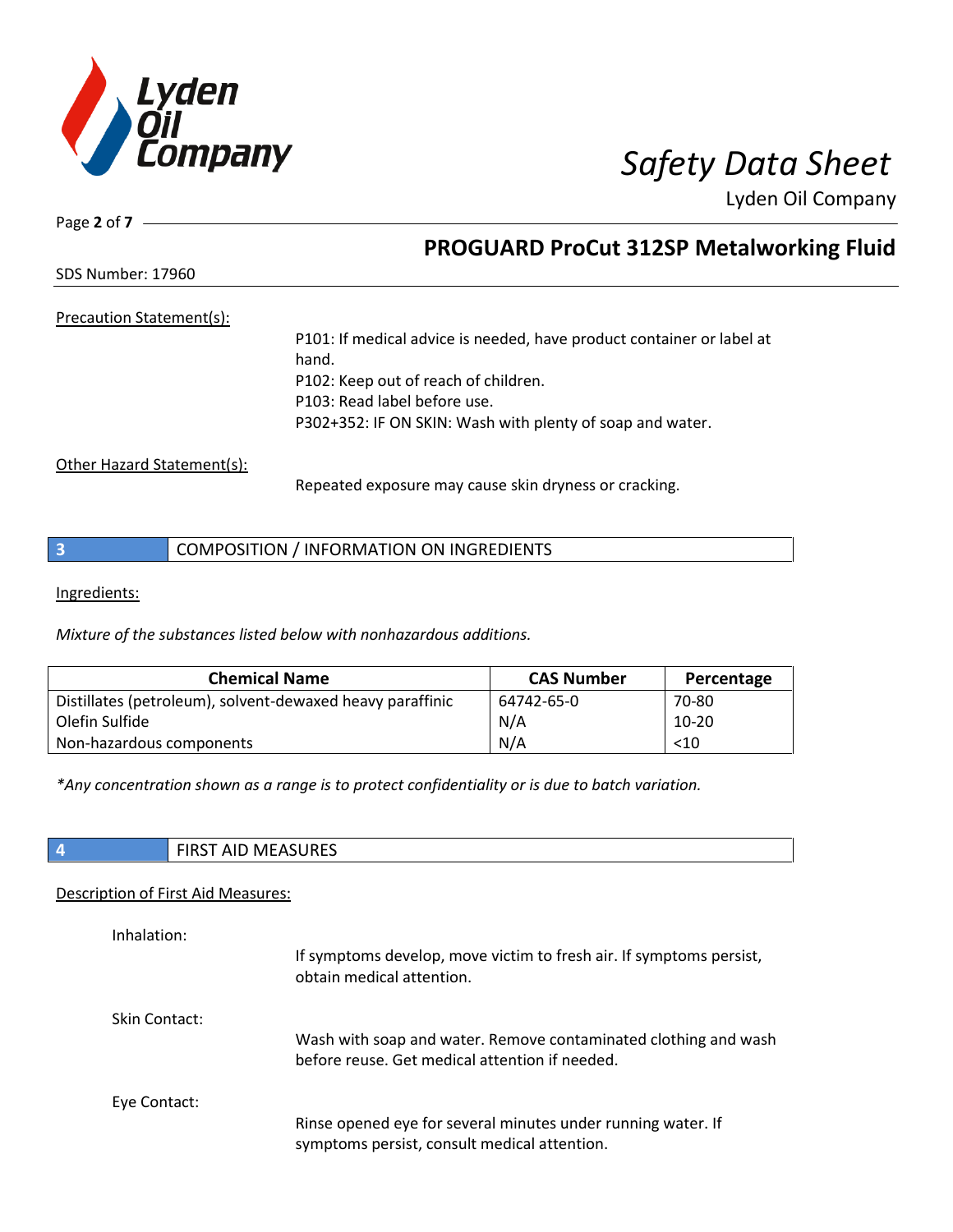Precation Statement(s):

P101: If medical advice is needed, have product container or label at hand.
P102: Keep out of reach of children.
P103: Read label before use.
P302+352: IF ON SKIN: Wash with plenty of soap and water.

Other Hazard Statement(s):

Repeated exposure may cause skin dryness or cracking.

## 3 COMPOSITION / INFORMATION ON INGREDIENTS

Ingredients:

*Mixture of the substances listed below with nonhazardous additions.*

| Chemical Name | CAS Number | Percentage |
|---|---|---|
| Distillates (petroleum), solvent-dewaxed heavy paraffinic | 64742-65-0 | 70-80 |
| Olefin Sulfide | N/A | 10-20 |
| Non-hazardous components | N/A | <10 |

*\*Any concentration shown as a range is to protect confidentiality or is due to batch variation.*

## 4 FIRST AID MEASURES

Description of First Aid Measures:

Inhalation:

If symptoms develop, move victim to fresh air. If symptoms persist, obtain medical attention.

Skin Contact:

Wash with soap and water. Remove contaminated clothing and wash before reuse. Get medical attention if needed.

Eye Contact:

Rinse opened eye for several minutes under running water. If symptoms persist, consult medical attention.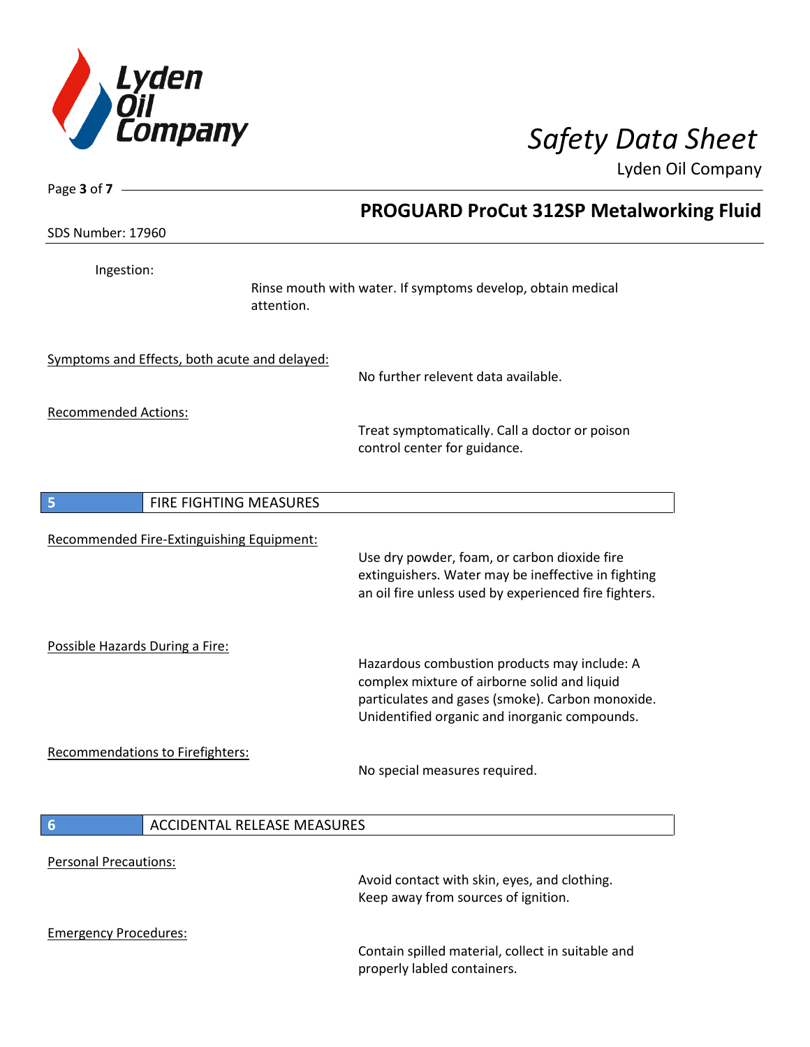Ingestion:

Rinse mouth with water. If symptoms develop, obtain medical attention.

Symptoms and Effects, both acute and delayed:

No further relevent data available.

Recommended Actions:

Treat symptomatically. Call a doctor or poison control center for guidance.

## 5 FIRE FIGHTING MEASURES

Recommended Fire-Extinguishing Equipment:

Use dry powder, foam, or carbon dioxide fire extinguishers. Water may be ineffective in fighting an oil fire unless used by experienced fire fighters.

Possible Hazards During a Fire:

Hazardous combustion products may include: A complex mixture of airborne solid and liquid particulates and gases (smoke). Carbon monoxide. Unidentified organic and inorganic compounds.

Recommendations to Firefighters:

No special measures required.

## 6 ACCIDENTAL RELEASE MEASURES

Personal Precautions:

Avoid contact with skin, eyes, and clothing. Keep away from sources of ignition.

Emergency Procedures:

Contain spilled material, collect in suitable and properly labled containers.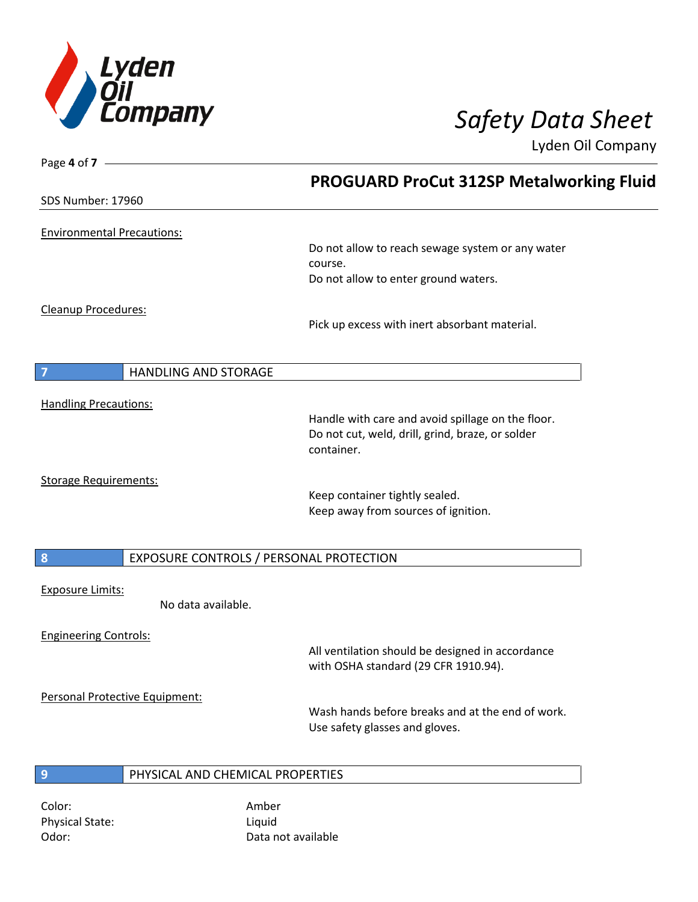**Environmental Precautions:**

Do not allow to reach sewage system or any water course.
Do not allow to enter ground waters.

**Cleanup Procedures:**

Pick up excess with inert absorbant material.

## 7 HANDLING AND STORAGE

**Handling Precautions:**

Handle with care and avoid spillage on the floor.
Do not cut, weld, drill, grind, braze, or solder container.

**Storage Requirements:**

Keep container tightly sealed.
Keep away from sources of ignition.

## 8 EXPOSURE CONTROLS / PERSONAL PROTECTION

**Exposure Limits:**

No data available.

**Engineering Controls:**

All ventilation should be designed in accordance with OSHA standard (29 CFR 1910.94).

**Personal Protective Equipment:**

Wash hands before breaks and at the end of work.
Use safety glasses and gloves.

## 9 PHYSICAL AND CHEMICAL PROPERTIES

| | |
|---|---|
| Color: | Amber |
| Physical State: | Liquid |
| Odor: | Data not available |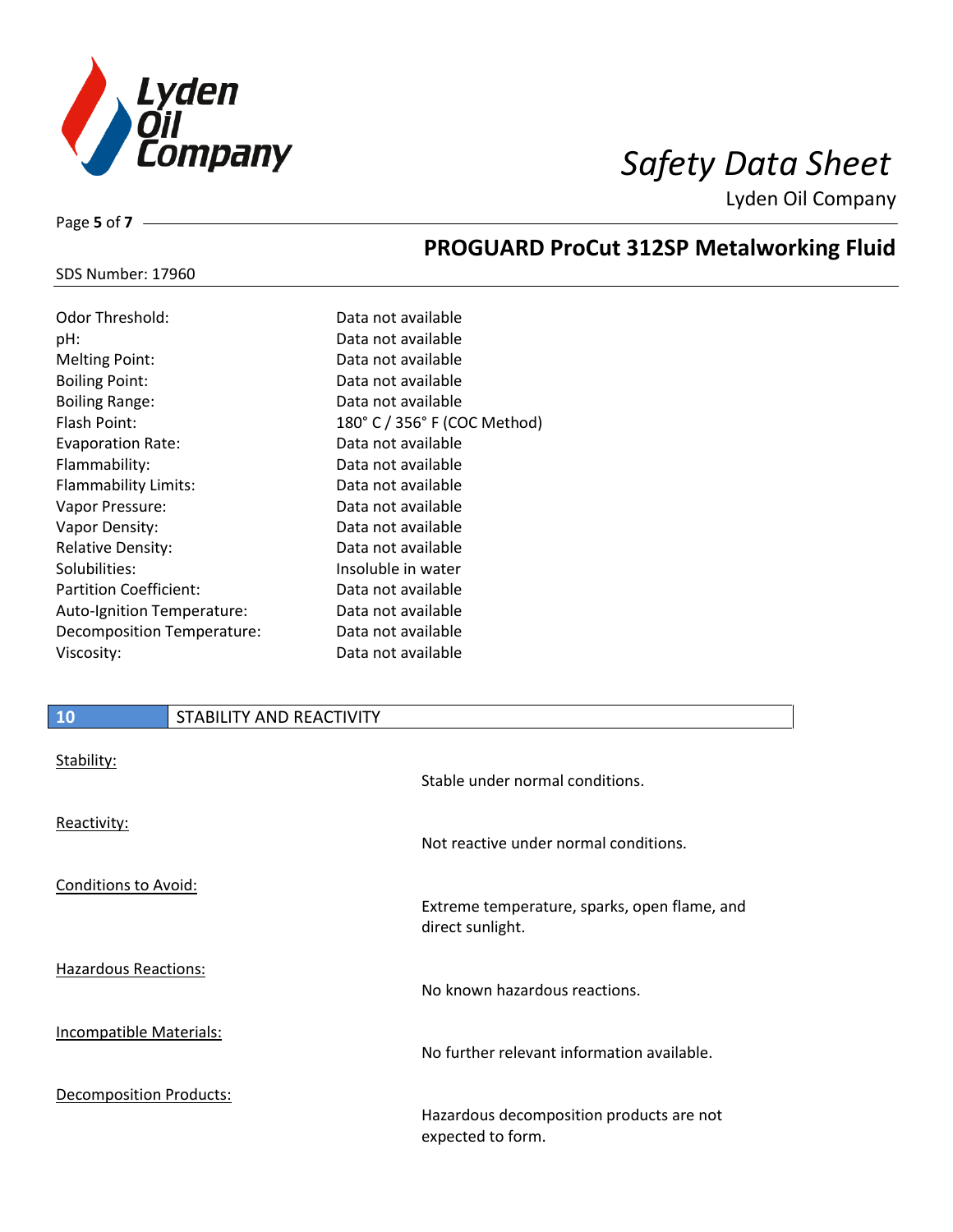| | |
|---|---|
| Odor Threshold: | Data not available |
| pH: | Data not available |
| Melting Point: | Data not available |
| Boiling Point: | Data not available |
| Boiling Range: | Data not available |
| Flash Point: | 180° C / 356° F (COC Method) |
| Evaporation Rate: | Data not available |
| Flammability: | Data not available |
| Flammability Limits: | Data not available |
| Vapor Pressure: | Data not available |
| Vapor Density: | Data not available |
| Relative Density: | Data not available |
| Solubilities: | Insoluble in water |
| Partition Coefficient: | Data not available |
| Auto-Ignition Temperature: | Data not available |
| Decomposition Temperature: | Data not available |
| Viscosity: | Data not available |

## 10 STABILITY AND REACTIVITY

Stability:

Stable under normal conditions.

Reactivity:

Not reactive under normal conditions.

Conditions to Avoid:

Extreme temperature, sparks, open flame, and direct sunlight.

Hazardous Reactions:

No known hazardous reactions.

Incompatible Materials:

No further relevant information available.

Decomposition Products:

Hazardous decomposition products are not expected to form.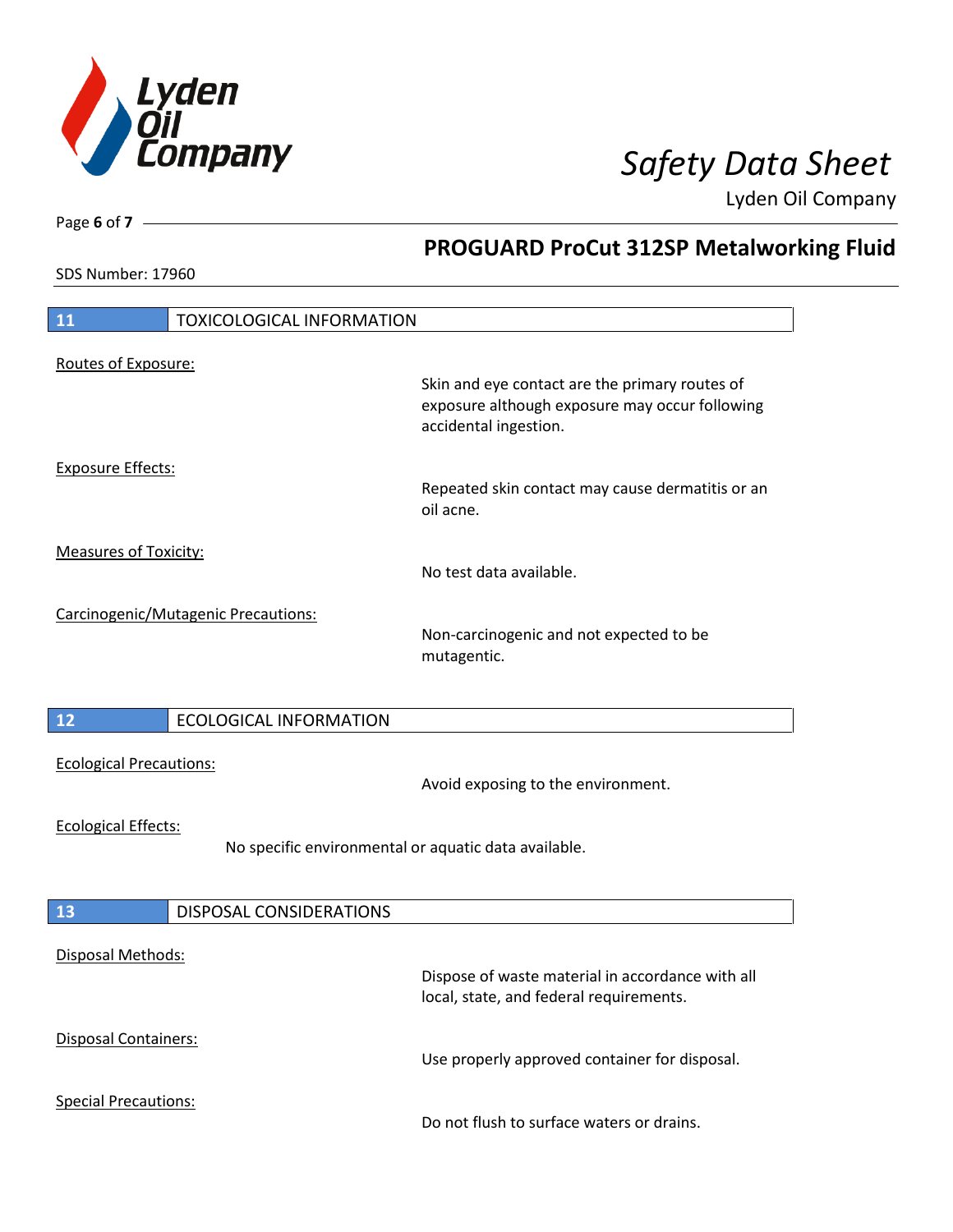## 11 TOXICOLOGICAL INFORMATION

<u>Routes of Exposure:</u>

Skin and eye contact are the primary routes of exposure although exposure may occur following accidental ingestion.

<u>Exposure Effects:</u>

Repeated skin contact may cause dermatitis or an oil acne.

<u>Measures of Toxicity:</u>

No test data available.

<u>Carcinogenic/Mutagenic Precautions:</u>

Non-carcinogenic and not expected to be mutagentic.

## 12 ECOLOGICAL INFORMATION

<u>Ecological Precautions:</u>

Avoid exposing to the environment.

<u>Ecological Effects:</u>

No specific environmental or aquatic data available.

## 13 DISPOSAL CONSIDERATIONS

<u>Disposal Methods:</u>

Dispose of waste material in accordance with all local, state, and federal requirements.

<u>Disposal Containers:</u>

Use properly approved container for disposal.

<u>Special Precautions:</u>

Do not flush to surface waters or drains.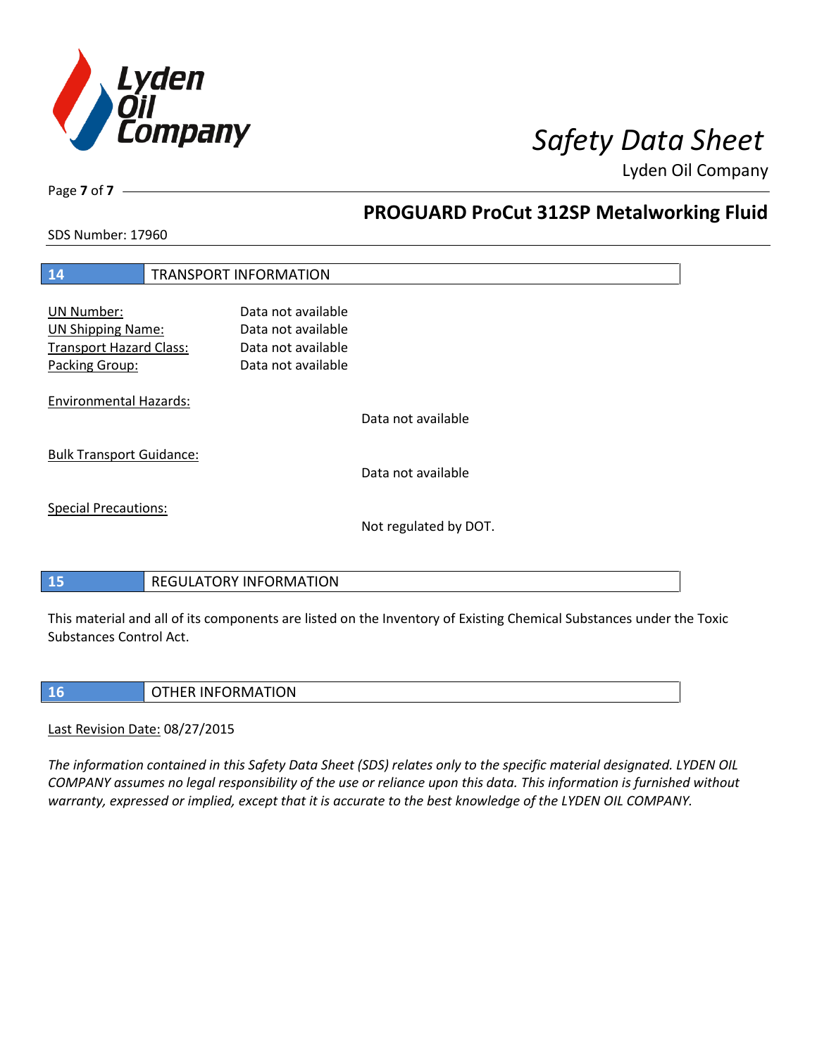## 14 TRANSPORT INFORMATION

| | |
|---|---|
| UN Number: | Data not available |
| UN Shipping Name: | Data not available |
| Transport Hazard Class: | Data not available |
| Packing Group: | Data not available |

Environmental Hazards:

Data not available

Bulk Transport Guidance:

Data not available

Special Precautions:

Not regulated by DOT.

## 15 REGULATORY INFORMATION

This material and all of its components are listed on the Inventory of Existing Chemical Substances under the Toxic Substances Control Act.

## 16 OTHER INFORMATION

Last Revision Date: 08/27/2015

*The information contained in this Safety Data Sheet (SDS) relates only to the specific material designated. LYDEN OIL COMPANY assumes no legal responsibility of the use or reliance upon this data. This information is furnished without warranty, expressed or implied, except that it is accurate to the best knowledge of the LYDEN OIL COMPANY.*